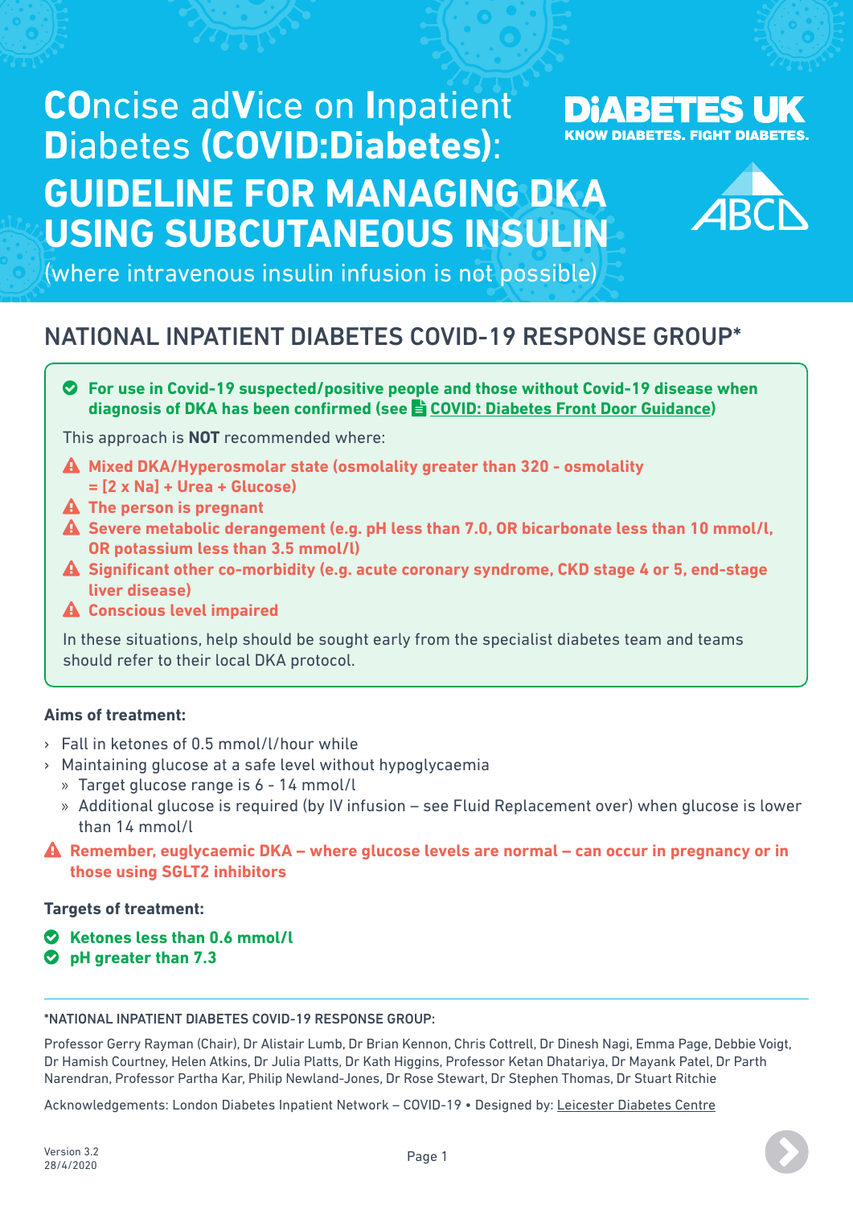# COncise adVice on Inpatient Diabetes (COVID:Diabetes): GUIDELINE FOR MANAGING DKA USING SUBCUTANEOUS INSULIN

(where intravenous insulin infusion is not possible)

DIABETES UK
KNOW DIABETES. FIGHT DIABETES.

ABCD

## NATIONAL INPATIENT DIABETES COVID-19 RESPONSE GROUP*

**For use in Covid-19 suspected/positive people and those without Covid-19 disease when diagnosis of DKA has been confirmed (see COVID: Diabetes Front Door Guidance)**

This approach is **NOT** recommended where:

- **Mixed DKA/Hyperosmolar state (osmolality greater than 320 - osmolality = [2 x Na] + Urea + Glucose)**
- **The person is pregnant**
- **Severe metabolic derangement (e.g. pH less than 7.0, OR bicarbonate less than 10 mmol/l, OR potassium less than 3.5 mmol/l)**
- **Significant other co-morbidity (e.g. acute coronary syndrome, CKD stage 4 or 5, end-stage liver disease)**
- **Conscious level impaired**

In these situations, help should be sought early from the specialist diabetes team and teams should refer to their local DKA protocol.

### Aims of treatment:

- Fall in ketones of 0.5 mmol/l/hour while
- Maintaining glucose at a safe level without hypoglycaemia
  - Target glucose range is 6 - 14 mmol/l
  - Additional glucose is required (by IV infusion – see Fluid Replacement over) when glucose is lower than 14 mmol/l

**Remember, euglycaemic DKA – where glucose levels are normal – can occur in pregnancy or in those using SGLT2 inhibitors**

### Targets of treatment:

- **Ketones less than 0.6 mmol/l**
- **pH greater than 7.3**

---

*NATIONAL INPATIENT DIABETES COVID-19 RESPONSE GROUP:

Professor Gerry Rayman (Chair), Dr Alistair Lumb, Dr Brian Kennon, Chris Cottrell, Dr Dinesh Nagi, Emma Page, Debbie Voigt, Dr Hamish Courtney, Helen Atkins, Dr Julia Platts, Dr Kath Higgins, Professor Ketan Dhatariya, Dr Mayank Patel, Dr Parth Narendran, Professor Partha Kar, Philip Newland-Jones, Dr Rose Stewart, Dr Stephen Thomas, Dr Stuart Ritchie

Acknowledgements: London Diabetes Inpatient Network – COVID-19 • Designed by: Leicester Diabetes Centre

Version 3.2
28/4/2020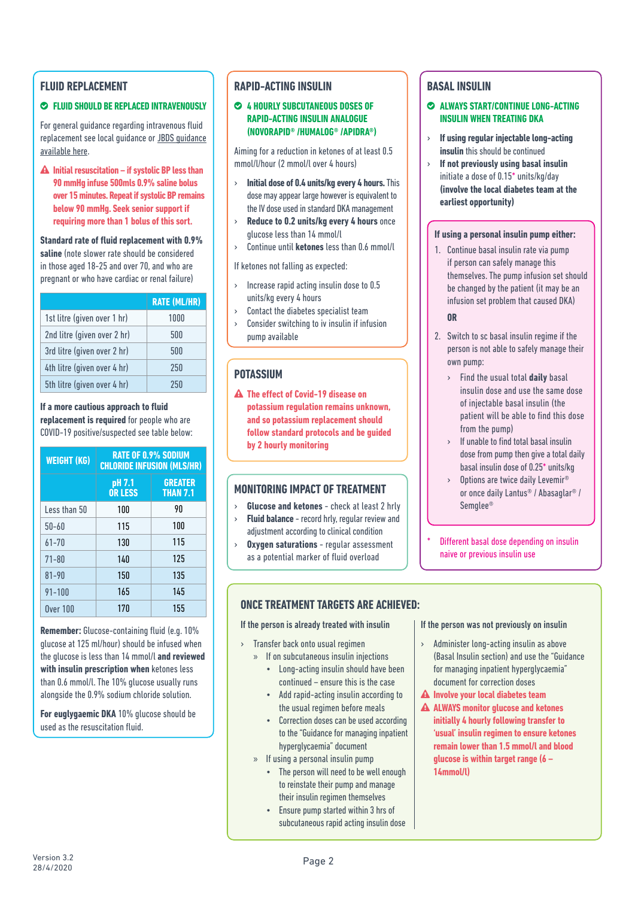## FLUID REPLACEMENT

**FLUID SHOULD BE REPLACED INTRAVENOUSLY**

For general guidance regarding intravenous fluid replacement see local guidance or JBDS guidance available here.

**Initial resuscitation – if systolic BP less than 90 mmHg infuse 500mls 0.9% saline bolus over 15 minutes. Repeat if systolic BP remains below 90 mmHg. Seek senior support if requiring more than 1 bolus of this sort.**

**Standard rate of fluid replacement with 0.9% saline** (note slower rate should be considered in those aged 18-25 and over 70, and who are pregnant or who have cardiac or renal failure)

| | RATE (ML/HR) |
|---|---|
| 1st litre (given over 1 hr) | 1000 |
| 2nd litre (given over 2 hr) | 500 |
| 3rd litre (given over 2 hr) | 500 |
| 4th litre (given over 4 hr) | 250 |
| 5th litre (given over 4 hr) | 250 |

**If a more cautious approach to fluid replacement is required** for people who are COVID-19 positive/suspected see table below:

| WEIGHT (KG) | RATE OF 0.9% SODIUM CHLORIDE INFUSION (MLS/HR) | |
|---|---|---|
| | pH 7.1 OR LESS | GREATER THAN 7.1 |
| Less than 50 | 100 | 90 |
| 50-60 | 115 | 100 |
| 61-70 | 130 | 115 |
| 71-80 | 140 | 125 |
| 81-90 | 150 | 135 |
| 91-100 | 165 | 145 |
| Over 100 | 170 | 155 |

**Remember:** Glucose-containing fluid (e.g. 10% glucose at 125 ml/hour) should be infused when the glucose is less than 14 mmol/l **and reviewed with insulin prescription when** ketones less than 0.6 mmol/l. The 10% glucose usually runs alongside the 0.9% sodium chloride solution.

**For euglygaemic DKA** 10% glucose should be used as the resuscitation fluid.

## RAPID-ACTING INSULIN

**4 HOURLY SUBCUTANEOUS DOSES OF RAPID-ACTING INSULIN ANALOGUE (NOVORAPID® /HUMALOG® /APIDRA®)**

Aiming for a reduction in ketones of at least 0.5 mmol/l/hour (2 mmol/l over 4 hours)

- **Initial dose of 0.4 units/kg every 4 hours.** This dose may appear large however is equivalent to the IV dose used in standard DKA management
- **Reduce to 0.2 units/kg every 4 hours** once glucose less than 14 mmol/l
- Continue until **ketones** less than 0.6 mmol/l

If ketones not falling as expected:

- Increase rapid acting insulin dose to 0.5 units/kg every 4 hours
- Contact the diabetes specialist team
- Consider switching to iv insulin if infusion pump available

## POTASSIUM

**The effect of Covid-19 disease on potassium regulation remains unknown, and so potassium replacement should follow standard protocols and be guided by 2 hourly monitoring**

## MONITORING IMPACT OF TREATMENT

- **Glucose and ketones** - check at least 2 hrly
- **Fluid balance** - record hrly, regular review and adjustment according to clinical condition
- **Oxygen saturations** - regular assessment as a potential marker of fluid overload

## BASAL INSULIN

**ALWAYS START/CONTINUE LONG-ACTING INSULIN WHEN TREATING DKA**

- **If using regular injectable long-acting insulin** this should be continued
- **If not previously using basal insulin** initiate a dose of 0.15* units/kg/day **(involve the local diabetes team at the earliest opportunity)**

**If using a personal insulin pump either:**

1. Continue basal insulin rate via pump if person can safely manage this themselves. The pump infusion set should be changed by the patient (it may be an infusion set problem that caused DKA)

   **OR**

2. Switch to sc basal insulin regime if the person is not able to safely manage their own pump:
   - Find the usual total **daily** basal insulin dose and use the same dose of injectable basal insulin (the patient will be able to find this dose from the pump)
   - If unable to find total basal insulin dose from pump then give a total daily basal insulin dose of 0.25* units/kg
   - Options are twice daily Levemir® or once daily Lantus® / Abasaglar® / Semglee®

\* Different basal dose depending on insulin naive or previous insulin use

## ONCE TREATMENT TARGETS ARE ACHIEVED:

**If the person is already treated with insulin**

- Transfer back onto usual regimen
  - If on subcutaneous insulin injections
    - Long-acting insulin should have been continued – ensure this is the case
    - Add rapid-acting insulin according to the usual regimen before meals
    - Correction doses can be used according to the "Guidance for managing inpatient hyperglycaemia" document
  - If using a personal insulin pump
    - The person will need to be well enough to reinstate their pump and manage their insulin regimen themselves
    - Ensure pump started within 3 hrs of subcutaneous rapid acting insulin dose

**If the person was not previously on insulin**

- Administer long-acting insulin as above (Basal Insulin section) and use the "Guidance for managing inpatient hyperglycaemia" document for correction doses

**Involve your local diabetes team**

**ALWAYS monitor glucose and ketones initially 4 hourly following transfer to 'usual' insulin regimen to ensure ketones remain lower than 1.5 mmol/l and blood glucose is within target range (6 – 14mmol/l)**

Version 3.2
28/4/2020